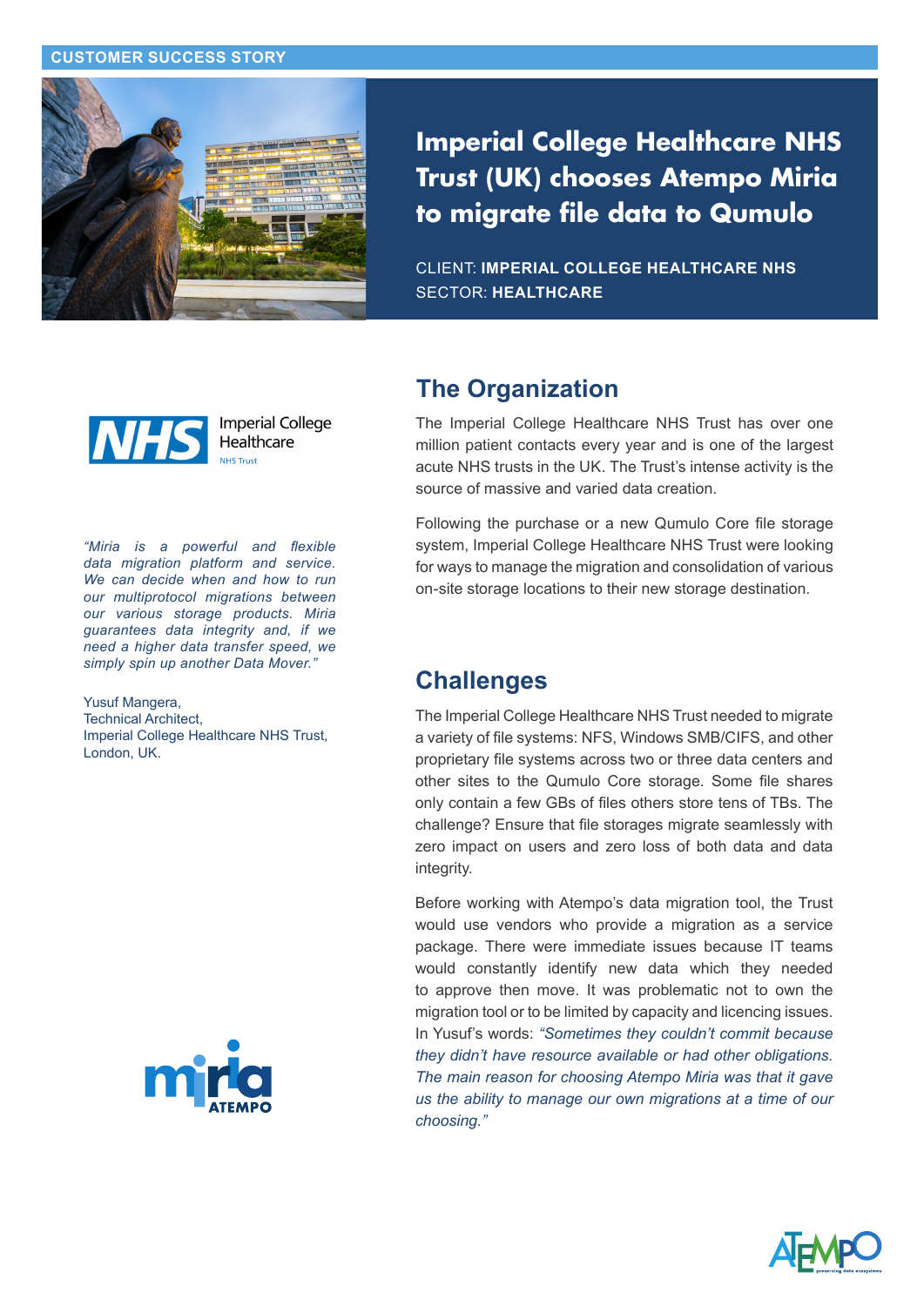CUSTOMER SUCCESS STORY

# Imperial College Healthcare NHS Trust (UK) chooses Atempo Miria to migrate file data to Qumulo

CLIENT: **IMPERIAL COLLEGE HEALTHCARE NHS**
SECTOR: **HEALTHCARE**

*"Miria is a powerful and flexible data migration platform and service. We can decide when and how to run our multiprotocol migrations between our various storage products. Miria guarantees data integrity and, if we need a higher data transfer speed, we simply spin up another Data Mover."*

Yusuf Mangera,
Technical Architect,
Imperial College Healthcare NHS Trust,
London, UK.

## The Organization

The Imperial College Healthcare NHS Trust has over one million patient contacts every year and is one of the largest acute NHS trusts in the UK. The Trust's intense activity is the source of massive and varied data creation.

Following the purchase or a new Qumulo Core file storage system, Imperial College Healthcare NHS Trust were looking for ways to manage the migration and consolidation of various on-site storage locations to their new storage destination.

## Challenges

The Imperial College Healthcare NHS Trust needed to migrate a variety of file systems: NFS, Windows SMB/CIFS, and other proprietary file systems across two or three data centers and other sites to the Qumulo Core storage. Some file shares only contain a few GBs of files others store tens of TBs. The challenge? Ensure that file storages migrate seamlessly with zero impact on users and zero loss of both data and data integrity.

Before working with Atempo's data migration tool, the Trust would use vendors who provide a migration as a service package. There were immediate issues because IT teams would constantly identify new data which they needed to approve then move. It was problematic not to own the migration tool or to be limited by capacity and licencing issues. In Yusuf's words: *"Sometimes they couldn't commit because they didn't have resource available or had other obligations. The main reason for choosing Atempo Miria was that it gave us the ability to manage our own migrations at a time of our choosing."*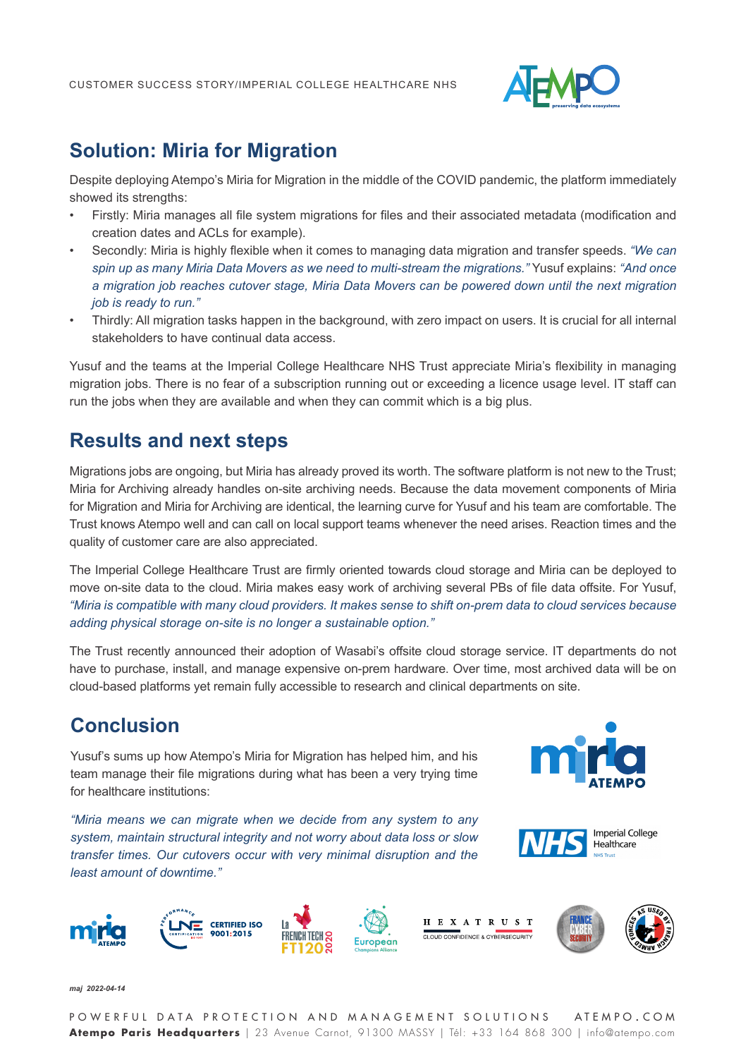## Solution: Miria for Migration

Despite deploying Atempo's Miria for Migration in the middle of the COVID pandemic, the platform immediately showed its strengths:

- Firstly: Miria manages all file system migrations for files and their associated metadata (modification and creation dates and ACLs for example).
- Secondly: Miria is highly flexible when it comes to managing data migration and transfer speeds. *"We can spin up as many Miria Data Movers as we need to multi-stream the migrations."* Yusuf explains: *"And once a migration job reaches cutover stage, Miria Data Movers can be powered down until the next migration job is ready to run."*
- Thirdly: All migration tasks happen in the background, with zero impact on users. It is crucial for all internal stakeholders to have continual data access.

Yusuf and the teams at the Imperial College Healthcare NHS Trust appreciate Miria's flexibility in managing migration jobs. There is no fear of a subscription running out or exceeding a licence usage level. IT staff can run the jobs when they are available and when they can commit which is a big plus.

## Results and next steps

Migrations jobs are ongoing, but Miria has already proved its worth. The software platform is not new to the Trust; Miria for Archiving already handles on-site archiving needs. Because the data movement components of Miria for Migration and Miria for Archiving are identical, the learning curve for Yusuf and his team are comfortable. The Trust knows Atempo well and can call on local support teams whenever the need arises. Reaction times and the quality of customer care are also appreciated.

The Imperial College Healthcare Trust are firmly oriented towards cloud storage and Miria can be deployed to move on-site data to the cloud. Miria makes easy work of archiving several PBs of file data offsite. For Yusuf, *"Miria is compatible with many cloud providers. It makes sense to shift on-prem data to cloud services because adding physical storage on-site is no longer a sustainable option."*

The Trust recently announced their adoption of Wasabi's offsite cloud storage service. IT departments do not have to purchase, install, and manage expensive on-prem hardware. Over time, most archived data will be on cloud-based platforms yet remain fully accessible to research and clinical departments on site.

## Conclusion

Yusuf's sums up how Atempo's Miria for Migration has helped him, and his team manage their file migrations during what has been a very trying time for healthcare institutions:

*"Miria means we can migrate when we decide from any system to any system, maintain structural integrity and not worry about data loss or slow transfer times. Our cutovers occur with very minimal disruption and the least amount of downtime."*

maj 2022-04-14

POWERFUL DATA PROTECTION AND MANAGEMENT SOLUTIONS ATEMPO.COM

**Atempo Paris Headquarters** | 23 Avenue Carnot, 91300 MASSY | Tél: +33 164 868 300 | info@atempo.com